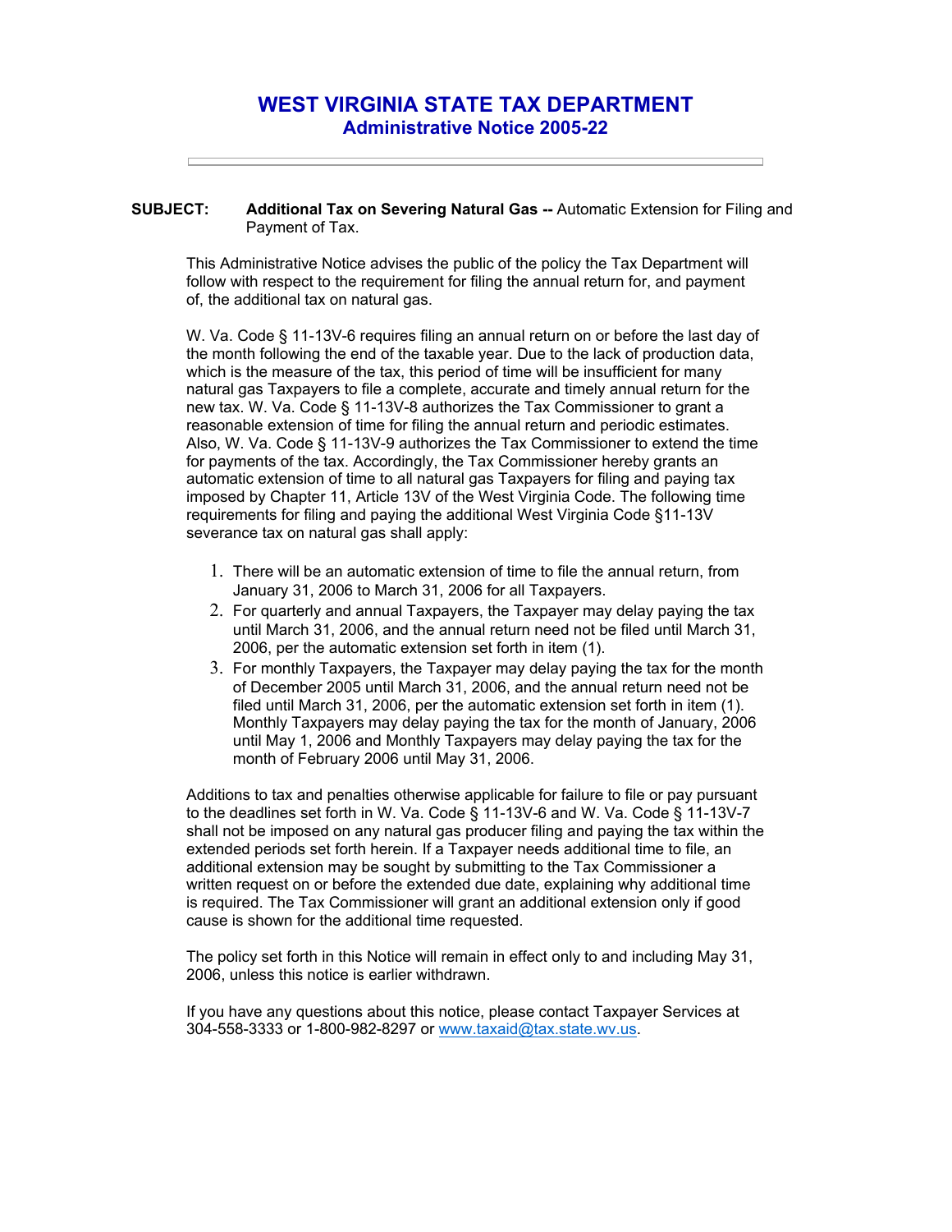# WEST VIRGINIA STATE TAX DEPARTMENT
## Administrative Notice 2005-22

---

**SUBJECT:** **Additional Tax on Severing Natural Gas --** Automatic Extension for Filing and Payment of Tax.

This Administrative Notice advises the public of the policy the Tax Department will follow with respect to the requirement for filing the annual return for, and payment of, the additional tax on natural gas.

W. Va. Code § 11-13V-6 requires filing an annual return on or before the last day of the month following the end of the taxable year. Due to the lack of production data, which is the measure of the tax, this period of time will be insufficient for many natural gas Taxpayers to file a complete, accurate and timely annual return for the new tax. W. Va. Code § 11-13V-8 authorizes the Tax Commissioner to grant a reasonable extension of time for filing the annual return and periodic estimates. Also, W. Va. Code § 11-13V-9 authorizes the Tax Commissioner to extend the time for payments of the tax. Accordingly, the Tax Commissioner hereby grants an automatic extension of time to all natural gas Taxpayers for filing and paying tax imposed by Chapter 11, Article 13V of the West Virginia Code. The following time requirements for filing and paying the additional West Virginia Code §11-13V severance tax on natural gas shall apply:

1. There will be an automatic extension of time to file the annual return, from January 31, 2006 to March 31, 2006 for all Taxpayers.
2. For quarterly and annual Taxpayers, the Taxpayer may delay paying the tax until March 31, 2006, and the annual return need not be filed until March 31, 2006, per the automatic extension set forth in item (1).
3. For monthly Taxpayers, the Taxpayer may delay paying the tax for the month of December 2005 until March 31, 2006, and the annual return need not be filed until March 31, 2006, per the automatic extension set forth in item (1). Monthly Taxpayers may delay paying the tax for the month of January, 2006 until May 1, 2006 and Monthly Taxpayers may delay paying the tax for the month of February 2006 until May 31, 2006.

Additions to tax and penalties otherwise applicable for failure to file or pay pursuant to the deadlines set forth in W. Va. Code § 11-13V-6 and W. Va. Code § 11-13V-7 shall not be imposed on any natural gas producer filing and paying the tax within the extended periods set forth herein. If a Taxpayer needs additional time to file, an additional extension may be sought by submitting to the Tax Commissioner a written request on or before the extended due date, explaining why additional time is required. The Tax Commissioner will grant an additional extension only if good cause is shown for the additional time requested.

The policy set forth in this Notice will remain in effect only to and including May 31, 2006, unless this notice is earlier withdrawn.

If you have any questions about this notice, please contact Taxpayer Services at 304-558-3333 or 1-800-982-8297 or www.taxaid@tax.state.wv.us.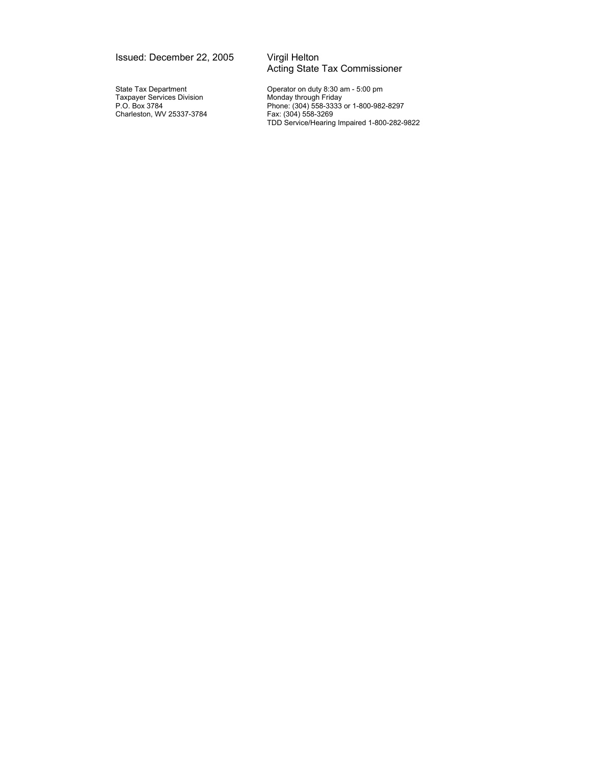Issued: December 22, 2005

Virgil Helton
Acting State Tax Commissioner

State Tax Department
Taxpayer Services Division
P.O. Box 3784
Charleston, WV 25337-3784

Operator on duty 8:30 am - 5:00 pm
Monday through Friday
Phone: (304) 558-3333 or 1-800-982-8297
Fax: (304) 558-3269
TDD Service/Hearing Impaired 1-800-282-9822